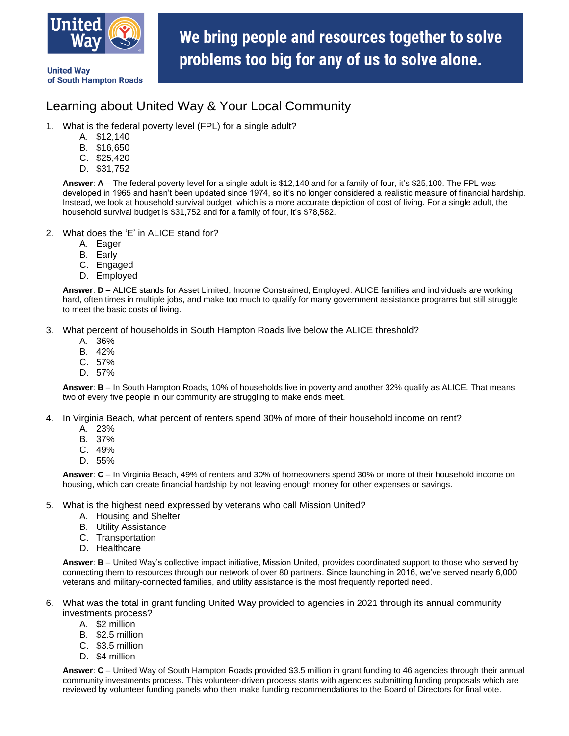United Way of South Hampton Roads

**We bring people and resources together to solve problems too big for any of us to solve alone.**

# Learning about United Way & Your Local Community

1. What is the federal poverty level (FPL) for a single adult?
   A. $12,140
   B. $16,650
   C. $25,420
   D. $31,752

   **Answer**: **A** – The federal poverty level for a single adult is $12,140 and for a family of four, it's $25,100. The FPL was developed in 1965 and hasn't been updated since 1974, so it's no longer considered a realistic measure of financial hardship. Instead, we look at household survival budget, which is a more accurate depiction of cost of living. For a single adult, the household survival budget is $31,752 and for a family of four, it's $78,582.

2. What does the 'E' in ALICE stand for?
   A. Eager
   B. Early
   C. Engaged
   D. Employed

   **Answer**: **D** – ALICE stands for Asset Limited, Income Constrained, Employed. ALICE families and individuals are working hard, often times in multiple jobs, and make too much to qualify for many government assistance programs but still struggle to meet the basic costs of living.

3. What percent of households in South Hampton Roads live below the ALICE threshold?
   A. 36%
   B. 42%
   C. 57%
   D. 57%

   **Answer**: **B** – In South Hampton Roads, 10% of households live in poverty and another 32% qualify as ALICE. That means two of every five people in our community are struggling to make ends meet.

4. In Virginia Beach, what percent of renters spend 30% of more of their household income on rent?
   A. 23%
   B. 37%
   C. 49%
   D. 55%

   **Answer**: **C** – In Virginia Beach, 49% of renters and 30% of homeowners spend 30% or more of their household income on housing, which can create financial hardship by not leaving enough money for other expenses or savings.

5. What is the highest need expressed by veterans who call Mission United?
   A. Housing and Shelter
   B. Utility Assistance
   C. Transportation
   D. Healthcare

   **Answer**: **B** – United Way's collective impact initiative, Mission United, provides coordinated support to those who served by connecting them to resources through our network of over 80 partners. Since launching in 2016, we've served nearly 6,000 veterans and military-connected families, and utility assistance is the most frequently reported need.

6. What was the total in grant funding United Way provided to agencies in 2021 through its annual community investments process?
   A. $2 million
   B. $2.5 million
   C. $3.5 million
   D. $4 million

   **Answer**: **C** – United Way of South Hampton Roads provided $3.5 million in grant funding to 46 agencies through their annual community investments process. This volunteer-driven process starts with agencies submitting funding proposals which are reviewed by volunteer funding panels who then make funding recommendations to the Board of Directors for final vote.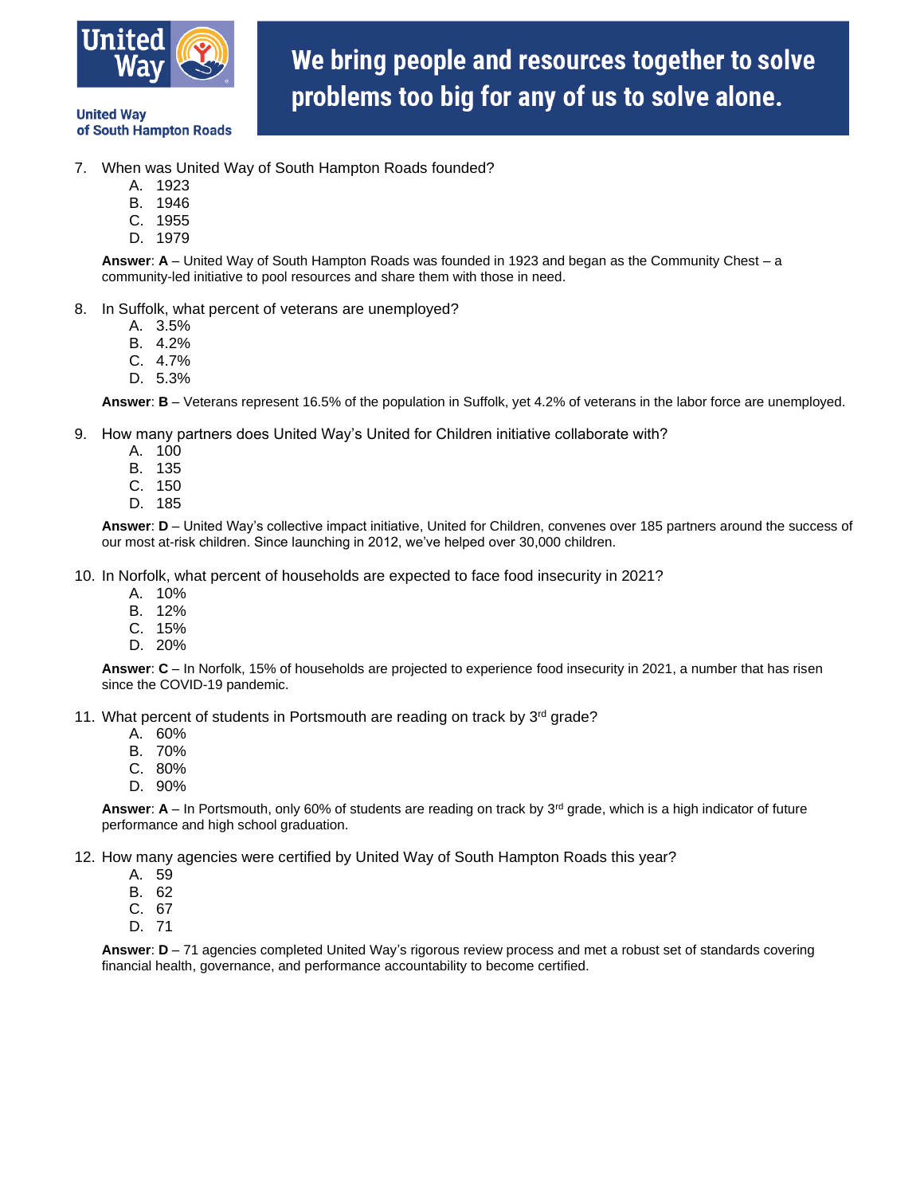United Way

of South Hampton Roads

**We bring people and resources together to solve problems too big for any of us to solve alone.**

7. When was United Way of South Hampton Roads founded?
   A. 1923
   B. 1946
   C. 1955
   D. 1979

   **Answer**: **A** – United Way of South Hampton Roads was founded in 1923 and began as the Community Chest – a community-led initiative to pool resources and share them with those in need.

8. In Suffolk, what percent of veterans are unemployed?
   A. 3.5%
   B. 4.2%
   C. 4.7%
   D. 5.3%

   **Answer**: **B** – Veterans represent 16.5% of the population in Suffolk, yet 4.2% of veterans in the labor force are unemployed.

9. How many partners does United Way's United for Children initiative collaborate with?
   A. 100
   B. 135
   C. 150
   D. 185

   **Answer**: **D** – United Way's collective impact initiative, United for Children, convenes over 185 partners around the success of our most at-risk children. Since launching in 2012, we've helped over 30,000 children.

10. In Norfolk, what percent of households are expected to face food insecurity in 2021?
    A. 10%
    B. 12%
    C. 15%
    D. 20%

    **Answer**: **C** – In Norfolk, 15% of households are projected to experience food insecurity in 2021, a number that has risen since the COVID-19 pandemic.

11. What percent of students in Portsmouth are reading on track by 3rd grade?
    A. 60%
    B. 70%
    C. 80%
    D. 90%

    **Answer**: **A** – In Portsmouth, only 60% of students are reading on track by 3rd grade, which is a high indicator of future performance and high school graduation.

12. How many agencies were certified by United Way of South Hampton Roads this year?
    A. 59
    B. 62
    C. 67
    D. 71

    **Answer**: **D** – 71 agencies completed United Way's rigorous review process and met a robust set of standards covering financial health, governance, and performance accountability to become certified.